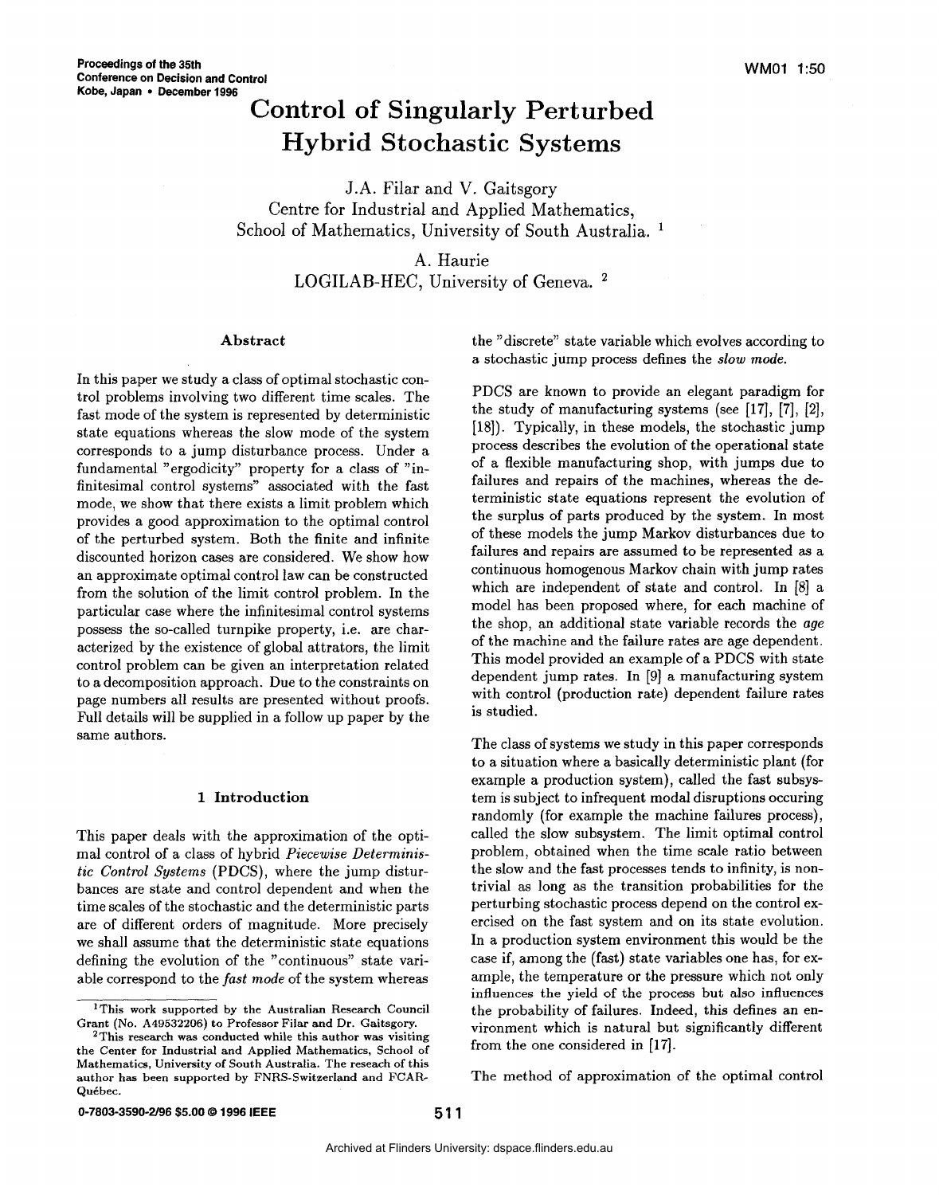# Control of Singularly Perturbed Hybrid Stochastic Systems

J.A. Filar and V. Gaitsgory
Centre for Industrial and Applied Mathematics,
School of Mathematics, University of South Australia. [1]

A. Haurie
LOGILAB-HEC, University of Geneva. [2]

### Abstract

In this paper we study a class of optimal stochastic control problems involving two different time scales. The fast mode of the system is represented by deterministic state equations whereas the slow mode of the system corresponds to a jump disturbance process. Under a fundamental "ergodicity" property for a class of "infinitesimal control systems" associated with the fast mode, we show that there exists a limit problem which provides a good approximation to the optimal control of the perturbed system. Both the finite and infinite discounted horizon cases are considered. We show how an approximate optimal control law can be constructed from the solution of the limit control problem. In the particular case where the infinitesimal control systems possess the so-called turnpike property, i.e. are characterized by the existence of global attractors, the limit control problem can be given an interpretation related to a decomposition approach. Due to the constraints on page numbers all results are presented without proofs. Full details will be supplied in a follow up paper by the same authors.

## 1 Introduction

This paper deals with the approximation of the optimal control of a class of hybrid *Piecewise Deterministic Control Systems* (PDCS), where the jump disturbances are state and control dependent and when the time scales of the stochastic and the deterministic parts are of different orders of magnitude. More precisely we shall assume that the deterministic state equations defining the evolution of the "continuous" state variable correspond to the *fast mode* of the system whereas the "discrete" state variable which evolves according to a stochastic jump process defines the *slow mode*.

PDCS are known to provide an elegant paradigm for the study of manufacturing systems (see [17], [7], [2], [18]). Typically, in these models, the stochastic jump process describes the evolution of the operational state of a flexible manufacturing shop, with jumps due to failures and repairs of the machines, whereas the deterministic state equations represent the evolution of the surplus of parts produced by the system. In most of these models the jump Markov disturbances due to failures and repairs are assumed to be represented as a continuous homogenous Markov chain with jump rates which are independent of state and control. In [8] a model has been proposed where, for each machine of the shop, an additional state variable records the *age* of the machine and the failure rates are age dependent. This model provided an example of a PDCS with state dependent jump rates. In [9] a manufacturing system with control (production rate) dependent failure rates is studied.

The class of systems we study in this paper corresponds to a situation where a basically deterministic plant (for example a production system), called the fast subsystem is subject to infrequent modal disruptions occuring randomly (for example the machine failures process), called the slow subsystem. The limit optimal control problem, obtained when the time scale ratio between the slow and the fast processes tends to infinity, is nontrivial as long as the transition probabilities for the perturbing stochastic process depend on the control exercised on the fast system and on its state evolution. In a production system environment this would be the case if, among the (fast) state variables one has, for example, the temperature or the pressure which not only influences the yield of the process but also influences the probability of failures. Indeed, this defines an environment which is natural but significantly different from the one considered in [17].

The method of approximation of the optimal control

---

[1] This work supported by the Australian Research Council Grant (No. A49532206) to Professor Filar and Dr. Gaitsgory.

[2] This research was conducted while this author was visiting the Center for Industrial and Applied Mathematics, School of Mathematics, University of South Australia. The reseach of this author has been supported by FNRS-Switzerland and FCAR-Québec.

0-7803-3590-2/96 $5.00 © 1996 IEEE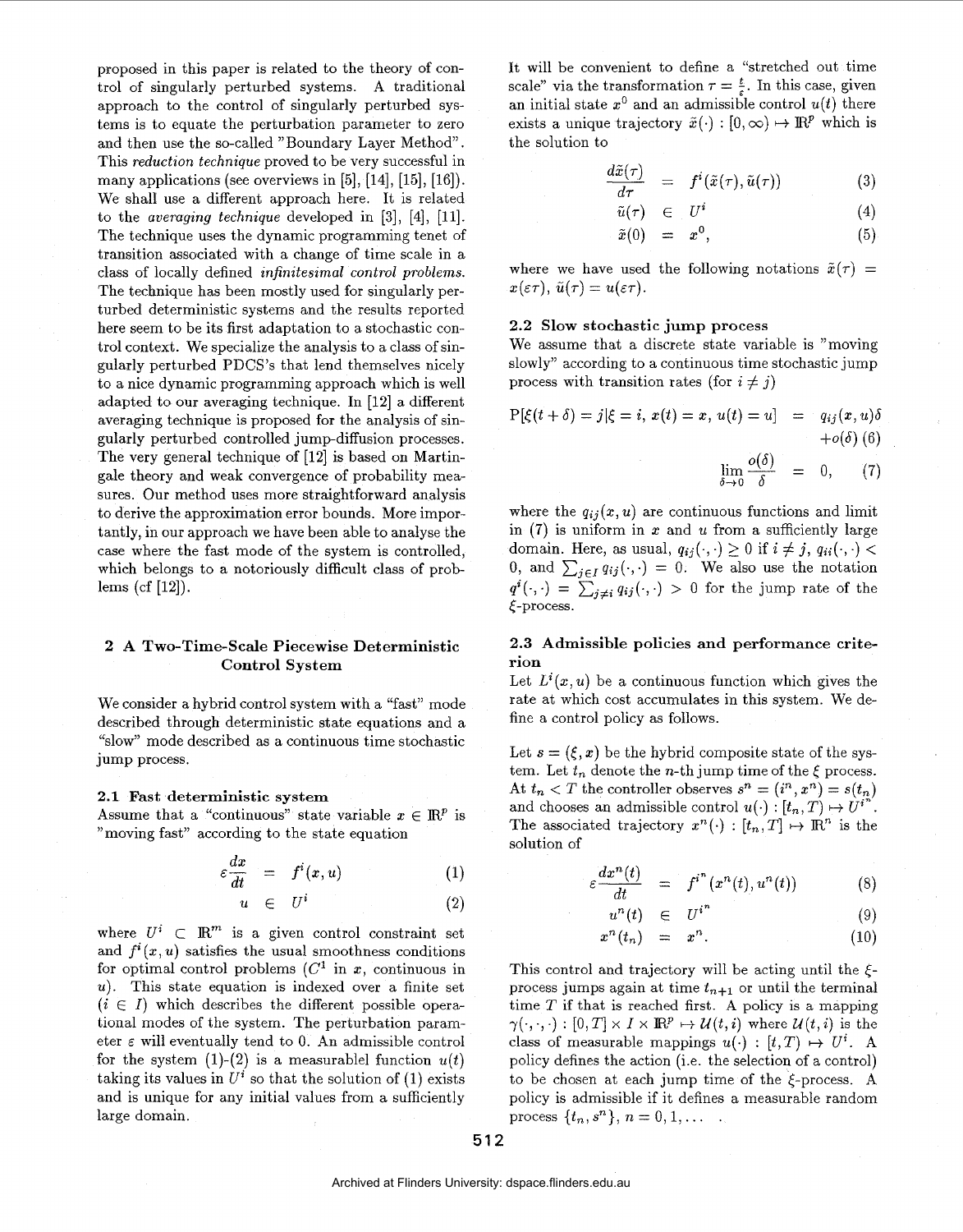proposed in this paper is related to the theory of control of singularly perturbed systems. A traditional approach to the control of singularly perturbed systems is to equate the perturbation parameter to zero and then use the so-called "Boundary Layer Method". This *reduction technique* proved to be very successful in many applications (see overviews in [5], [14], [15], [16]). We shall use a different approach here. It is related to the *averaging technique* developed in [3], [4], [11]. The technique uses the dynamic programming tenet of transition associated with a change of time scale in a class of locally defined *infinitesimal control problems.* The technique has been mostly used for singularly perturbed deterministic systems and the results reported here seem to be its first adaptation to a stochastic control context. We specialize the analysis to a class of singularly perturbed PDCS's that lend themselves nicely to a nice dynamic programming approach which is well adapted to our averaging technique. In [12] a different averaging technique is proposed for the analysis of singularly perturbed controlled jump-diffusion processes. The very general technique of [12] is based on Martingale theory and weak convergence of probability measures. Our method uses more straightforward analysis to derive the approximation error bounds. More importantly, in our approach we have been able to analyse the case where the fast mode of the system is controlled, which belongs to a notoriously difficult class of problems (cf [12]).

## 2 A Two-Time-Scale Piecewise Deterministic Control System

We consider a hybrid control system with a "fast" mode described through deterministic state equations and a "slow" mode described as a continuous time stochastic jump process.

### 2.1 Fast deterministic system

Assume that a "continuous" state variable $x \in \mathbb{R}^p$ is "moving fast" according to the state equation

$$\varepsilon \frac{dx}{dt} = f^i(x,u) \tag{1}$$

$$u \in U^i \tag{2}$$

where $U^i \subset \mathbb{R}^m$ is a given control constraint set and $f^i(x,u)$ satisfies the usual smoothness conditions for optimal control problems ($C^1$ in $x$, continuous in $u$). This state equation is indexed over a finite set ($i \in I$) which describes the different possible operational modes of the system. The perturbation parameter $\varepsilon$ will eventually tend to 0. An admissible control for the system (1)-(2) is a measurablel function $u(t)$ taking its values in $U^i$ so that the solution of (1) exists and is unique for any initial values from a sufficiently large domain.

It will be convenient to define a "stretched out time scale" via the transformation $\tau = \frac{t}{\varepsilon}$. In this case, given an initial state $x^0$ and an admissible control $u(t)$ there exists a unique trajectory $\tilde{x}(\cdot) : [0,\infty) \mapsto \mathbb{R}^p$ which is the solution to

$$\frac{d\tilde{x}(\tau)}{d\tau} = f^i(\tilde{x}(\tau), \tilde{u}(\tau)) \tag{3}$$

$$\tilde{u}(\tau) \in U^i \tag{4}$$

$$\tilde{x}(0) = x^0, \tag{5}$$

where we have used the following notations $\tilde{x}(\tau) = x(\varepsilon\tau)$, $\tilde{u}(\tau) = u(\varepsilon\tau)$.

### 2.2 Slow stochastic jump process

We assume that a discrete state variable is "moving slowly" according to a continuous time stochastic jump process with transition rates (for $i \neq j$)

$$\mathrm{P}[\xi(t+\delta) = j | \xi = i,\, x(t) = x,\, u(t) = u] = q_{ij}(x,u)\delta + o(\delta) \tag{6}$$

$$\lim_{\delta \to 0} \frac{o(\delta)}{\delta} = 0, \tag{7}$$

where the $q_{ij}(x,u)$ are continuous functions and limit in (7) is uniform in $x$ and $u$ from a sufficiently large domain. Here, as usual, $q_{ij}(\cdot,\cdot) \geq 0$ if $i \neq j$, $q_{ii}(\cdot,\cdot) < 0$, and $\sum_{j \in I} q_{ij}(\cdot,\cdot) = 0$. We also use the notation $q^i(\cdot,\cdot) = \sum_{j \neq i} q_{ij}(\cdot,\cdot) > 0$ for the jump rate of the $\xi$-process.

### 2.3 Admissible policies and performance criterion

Let $L^i(x,u)$ be a continuous function which gives the rate at which cost accumulates in this system. We define a control policy as follows.

Let $s = (\xi, x)$ be the hybrid composite state of the system. Let $t_n$ denote the $n$-th jump time of the $\xi$ process. At $t_n < T$ the controller observes $s^n = (i^n, x^n) = s(t_n)$ and chooses an admissible control $u(\cdot) : [t_n, T) \mapsto U^{i^n}$. The associated trajectory $x^n(\cdot) : [t_n, T] \mapsto \mathbb{R}^n$ is the solution of

$$\varepsilon \frac{dx^n(t)}{dt} = f^{i^n}(x^n(t), u^n(t)) \tag{8}$$

$$u^n(t) \in U^{i^n} \tag{9}$$

$$x^n(t_n) = x^n. \tag{10}$$

This control and trajectory will be acting until the $\xi$-process jumps again at time $t_{n+1}$ or until the terminal time $T$ if that is reached first. A policy is a mapping $\gamma(\cdot,\cdot,\cdot) : [0,T] \times I \times \mathbb{R}^p \mapsto \mathcal{U}(t,i)$ where $\mathcal{U}(t,i)$ is the class of measurable mappings $u(\cdot) : [t,T) \mapsto U^i$. A policy defines the action (i.e. the selection of a control) to be chosen at each jump time of the $\xi$-process. A policy is admissible if it defines a measurable random process $\{t_n, s^n\}$, $n = 0, 1, \ldots$ .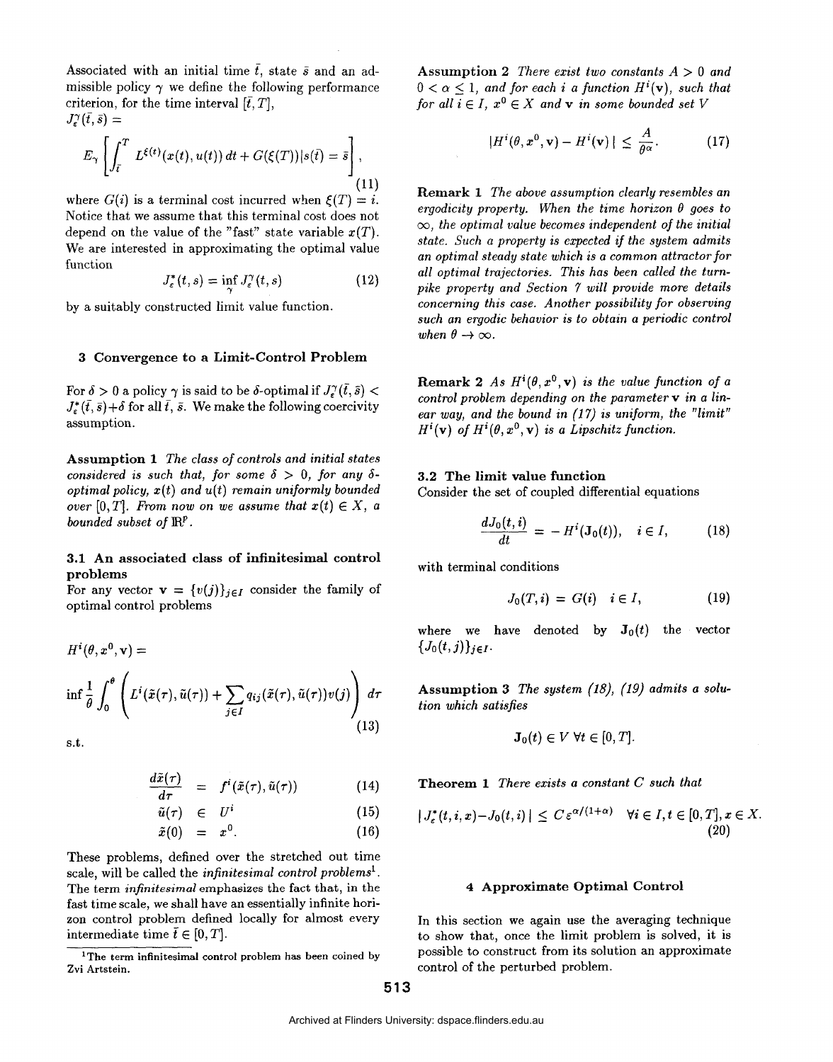Associated with an initial time $\bar{t}$, state $\bar{s}$ and an admissible policy $\gamma$ we define the following performance criterion, for the time interval $[\bar{t}, T]$,

$$J_\varepsilon^\gamma(\bar{t}, \bar{s}) = E_\gamma \left[ \int_{\bar{t}}^{T} L^{\xi(t)}(x(t), u(t))\, dt + G(\xi(T)) | s(\bar{t}) = \bar{s} \right], \tag{11}$$

where $G(i)$ is a terminal cost incurred when $\xi(T) = i$. Notice that we assume that this terminal cost does not depend on the value of the "fast" state variable $x(T)$. We are interested in approximating the optimal value function

$$J_\varepsilon^*(t, s) = \inf_\gamma J_\varepsilon^\gamma(t, s) \tag{12}$$

by a suitably constructed limit value function.

## 3 Convergence to a Limit-Control Problem

For $\delta > 0$ a policy $\gamma$ is said to be $\delta$-optimal if $J_\varepsilon^\gamma(\bar{t}, \bar{s}) < J_\varepsilon^*(\bar{t}, \bar{s}) + \delta$ for all $\bar{t}$, $\bar{s}$. We make the following coercivity assumption.

**Assumption 1** *The class of controls and initial states considered is such that, for some $\delta > 0$, for any $\delta$-optimal policy, $x(t)$ and $u(t)$ remain uniformly bounded over $[0, T]$. From now on we assume that $x(t) \in X$, a bounded subset of $\mathbb{R}^p$.*

### 3.1 An associated class of infinitesimal control problems

For any vector $\mathbf{v} = \{v(j)\}_{j \in I}$ consider the family of optimal control problems

$$H^i(\theta, x^0, \mathbf{v}) = \inf \frac{1}{\theta} \int_0^\theta \left( L^i(\tilde{x}(\tau), \tilde{u}(\tau)) + \sum_{j \in I} q_{ij}(\tilde{x}(\tau), \tilde{u}(\tau)) v(j) \right) d\tau \tag{13}$$

s.t.

$$\frac{d\tilde{x}(\tau)}{d\tau} = f^i(\tilde{x}(\tau), \tilde{u}(\tau)) \tag{14}$$

$$\tilde{u}(\tau) \in U^i \tag{15}$$

$$\tilde{x}(0) = x^0. \tag{16}$$

These problems, defined over the stretched out time scale, will be called the *infinitesimal control problems*[1]. The term *infinitesimal* emphasizes the fact that, in the fast time scale, we shall have an essentially infinite horizon control problem defined locally for almost every intermediate time $\bar{t} \in [0, T]$.

[1] The term infinitesimal control problem has been coined by Zvi Artstein.

**Assumption 2** *There exist two constants $A > 0$ and $0 < \alpha \leq 1$, and for each $i$ a function $H^i(\mathbf{v})$, such that for all $i \in I$, $x^0 \in X$ and $\mathbf{v}$ in some bounded set $V$*

$$| H^i(\theta, x^0, \mathbf{v}) - H^i(\mathbf{v}) | \leq \frac{A}{\theta^\alpha}. \tag{17}$$

**Remark 1** *The above assumption clearly resembles an ergodicity property. When the time horizon $\theta$ goes to $\infty$, the optimal value becomes independent of the initial state. Such a property is expected if the system admits an optimal steady state which is a common attractor for all optimal trajectories. This has been called the turnpike property and Section 7 will provide more details concerning this case. Another possibility for observing such an ergodic behavior is to obtain a periodic control when $\theta \to \infty$.*

**Remark 2** *As $H^i(\theta, x^0, \mathbf{v})$ is the value function of a control problem depending on the parameter $\mathbf{v}$ in a linear way, and the bound in (17) is uniform, the "limit" $H^i(\mathbf{v})$ of $H^i(\theta, x^0, \mathbf{v})$ is a Lipschitz function.*

### 3.2 The limit value function

Consider the set of coupled differential equations

$$\frac{dJ_0(t, i)}{dt} = -H^i(\mathbf{J}_0(t)), \quad i \in I, \tag{18}$$

with terminal conditions

$$J_0(T, i) = G(i) \quad i \in I, \tag{19}$$

where we have denoted by $\mathbf{J}_0(t)$ the vector $\{J_0(t, j)\}_{j \in I}$.

**Assumption 3** *The system (18), (19) admits a solution which satisfies*

$$\mathbf{J}_0(t) \in V \; \forall t \in [0, T].$$

**Theorem 1** *There exists a constant $C$ such that*

$$| J_\varepsilon^*(t, i, x) - J_0(t, i) | \leq C \varepsilon^{\alpha/(1+\alpha)} \quad \forall i \in I, t \in [0, T], x \in X. \tag{20}$$

## 4 Approximate Optimal Control

In this section we again use the averaging technique to show that, once the limit problem is solved, it is possible to construct from its solution an approximate control of the perturbed problem.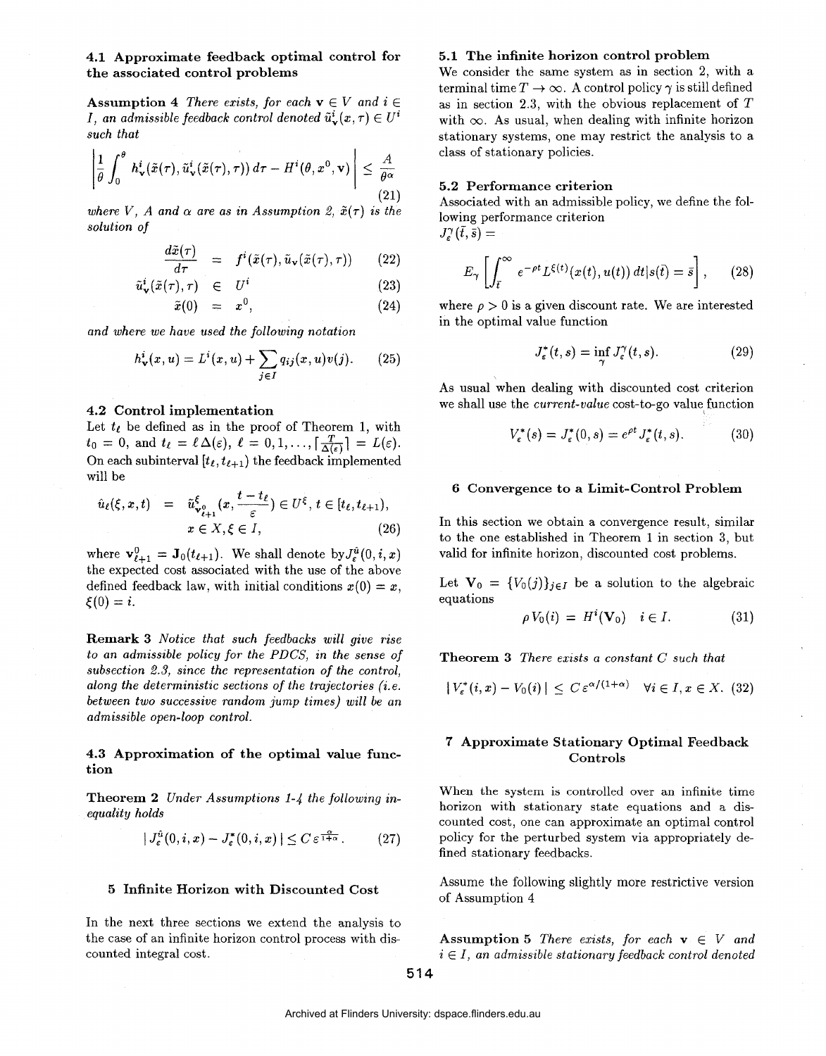### 4.1 Approximate feedback optimal control for the associated control problems

**Assumption 4** *There exists, for each* $\mathbf{v} \in V$ *and* $i \in I$, *an admissible feedback control denoted* $\tilde{u}^i_{\mathbf{v}}(x, \tau) \in U^i$ *such that*

$$\left| \frac{1}{\theta} \int_0^\theta h^i_{\mathbf{v}}(\tilde{x}(\tau), \tilde{u}^i_{\mathbf{v}}(\tilde{x}(\tau), \tau))\, d\tau - H^i(\theta, x^0, \mathbf{v}) \right| \leq \frac{A}{\theta^\alpha} \tag{21}$$

*where* $V$, $A$ *and* $\alpha$ *are as in Assumption 2,* $\tilde{x}(\tau)$ *is the solution of*

$$\frac{d\tilde{x}(\tau)}{d\tau} = f^i(\tilde{x}(\tau), \tilde{u}_{\mathbf{v}}(\tilde{x}(\tau), \tau)) \tag{22}$$

$$\tilde{u}^i_{\mathbf{v}}(\tilde{x}(\tau), \tau) \in U^i \tag{23}$$

$$\tilde{x}(0) = x^0, \tag{24}$$

*and where we have used the following notation*

$$h^i_{\mathbf{v}}(x, u) = L^i(x, u) + \sum_{j \in I} q_{ij}(x, u) v(j). \tag{25}$$

### 4.2 Control implementation

Let $t_\ell$ be defined as in the proof of Theorem 1, with $t_0 = 0$, and $t_\ell = \ell \Delta(\varepsilon)$, $\ell = 0, 1, \ldots, \lceil \frac{T}{\Delta(\varepsilon)} \rceil = L(\varepsilon)$. On each subinterval $[t_\ell, t_{\ell+1})$ the feedback implemented will be

$$\hat{u}_\ell(\xi, x, t) = \tilde{u}^\xi_{\mathbf{v}^0_{\ell+1}}(x, \frac{t - t_\ell}{\varepsilon}) \in U^\xi,\ t \in [t_\ell, t_{\ell+1}), \quad x \in X, \xi \in I, \tag{26}$$

where $\mathbf{v}^0_{\ell+1} = \mathbf{J}_0(t_{\ell+1})$. We shall denote by $J^{\hat{u}}_\varepsilon(0, i, x)$ the expected cost associated with the use of the above defined feedback law, with initial conditions $x(0) = x$, $\xi(0) = i$.

**Remark 3** *Notice that such feedbacks will give rise to an admissible policy for the PDCS, in the sense of subsection 2.3, since the representation of the control, along the deterministic sections of the trajectories (i.e. between two successive random jump times) will be an admissible open-loop control.*

### 4.3 Approximation of the optimal value function

**Theorem 2** *Under Assumptions 1-4 the following inequality holds*

$$|\, J^{\hat{u}}_\varepsilon(0, i, x) - J^*_\varepsilon(0, i, x)\,| \leq C \varepsilon^{\frac{\alpha}{1+\alpha}}. \tag{27}$$

## 5 Infinite Horizon with Discounted Cost

In the next three sections we extend the analysis to the case of an infinite horizon control process with discounted integral cost.

### 5.1 The infinite horizon control problem

We consider the same system as in section 2, with a terminal time $T \to \infty$. A control policy $\gamma$ is still defined as in section 2.3, with the obvious replacement of $T$ with $\infty$. As usual, when dealing with infinite horizon stationary systems, one may restrict the analysis to a class of stationary policies.

### 5.2 Performance criterion

Associated with an admissible policy, we define the following performance criterion

$J^\gamma_\varepsilon(\bar{t}, \bar{s}) =$

$$E_\gamma \left[ \int_{\bar{t}}^\infty e^{-\rho t} L^{\xi(t)}(x(t), u(t))\, dt | s(\bar{t}) = \bar{s} \right], \tag{28}$$

where $\rho > 0$ is a given discount rate. We are interested in the optimal value function

$$J^*_\varepsilon(t, s) = \inf_\gamma J^\gamma_\varepsilon(t, s). \tag{29}$$

As usual when dealing with discounted cost criterion we shall use the *current-value* cost-to-go value function

$$V^*_\varepsilon(s) = J^*_\varepsilon(0, s) = e^{\rho t} J^*_\varepsilon(t, s). \tag{30}$$

## 6 Convergence to a Limit-Control Problem

In this section we obtain a convergence result, similar to the one established in Theorem 1 in section 3, but valid for infinite horizon, discounted cost problems.

Let $\mathbf{V}_0 = \{V_0(j)\}_{j \in I}$ be a solution to the algebraic equations

$$\rho V_0(i) = H^i(\mathbf{V}_0) \quad i \in I. \tag{31}$$

**Theorem 3** *There exists a constant* $C$ *such that*

$$|\, V^*_\varepsilon(i, x) - V_0(i)\,| \leq C \varepsilon^{\alpha/(1+\alpha)} \quad \forall i \in I, x \in X. \tag{32}$$

## 7 Approximate Stationary Optimal Feedback Controls

When the system is controlled over an infinite time horizon with stationary state equations and a discounted cost, one can approximate an optimal control policy for the perturbed system via appropriately defined stationary feedbacks.

Assume the following slightly more restrictive version of Assumption 4

**Assumption 5** *There exists, for each* $\mathbf{v} \in V$ *and* $i \in I$, *an admissible stationary feedback control denoted*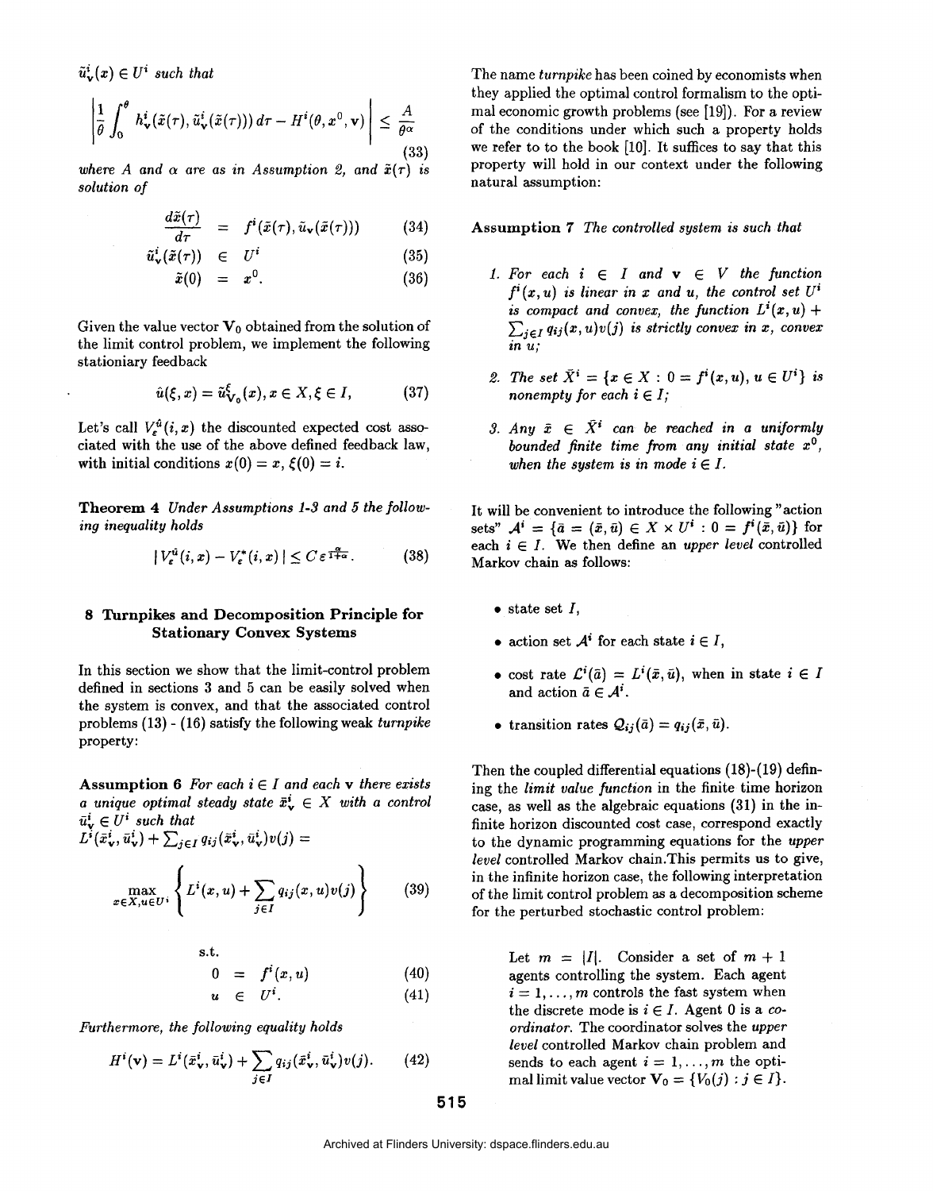$\tilde{u}^i_{\mathbf{v}}(x) \in U^i$ *such that*

$$\left| \frac{1}{\theta} \int_0^\theta h^i_{\mathbf{v}}(\tilde{x}(\tau), \tilde{u}^i_{\mathbf{v}}(\tilde{x}(\tau)))\, d\tau - H^i(\theta, x^0, \mathbf{v}) \right| \le \frac{A}{\theta^\alpha} \tag{33}$$

*where $A$ and $\alpha$ are as in Assumption 2, and $\tilde{x}(\tau)$ is solution of*

$$\frac{d\tilde{x}(\tau)}{d\tau} = f^i(\tilde{x}(\tau), \tilde{u}_{\mathbf{v}}(\tilde{x}(\tau))) \tag{34}$$

$$\tilde{u}^i_{\mathbf{v}}(\tilde{x}(\tau)) \in U^i \tag{35}$$

$$\tilde{x}(0) = x^0. \tag{36}$$

Given the value vector $\mathbf{V}_0$ obtained from the solution of the limit control problem, we implement the following stationiary feedback

$$\hat{u}(\xi, x) = \tilde{u}^\xi_{\mathbf{V}_0}(x), x \in X, \xi \in I, \tag{37}$$

Let's call $V^{\hat{u}}_\varepsilon(i, x)$ the discounted expected cost associated with the use of the above defined feedback law, with initial conditions $x(0) = x$, $\xi(0) = i$.

**Theorem 4** *Under Assumptions 1-3 and 5 the following inequality holds*

$$| V^{\hat{u}}_\varepsilon(i, x) - V^*_\varepsilon(i, x) | \le C \varepsilon^{\frac{\alpha}{1+\alpha}}. \tag{38}$$

## 8 Turnpikes and Decomposition Principle for Stationary Convex Systems

In this section we show that the limit-control problem defined in sections 3 and 5 can be easily solved when the system is convex, and that the associated control problems (13) - (16) satisfy the following weak *turnpike* property:

**Assumption 6** *For each $i \in I$ and each $\mathbf{v}$ there exists a unique optimal steady state $\bar{x}^i_{\mathbf{v}} \in X$ with a control $\bar{u}^i_{\mathbf{v}} \in U^i$ such that*
$L^i(\bar{x}^i_{\mathbf{v}}, \bar{u}^i_{\mathbf{v}}) + \sum_{j \in I} q_{ij}(\bar{x}^i_{\mathbf{v}}, \bar{u}^i_{\mathbf{v}}) v(j) =$

$$\max_{x \in X, u \in U^i} \left\{ L^i(x, u) + \sum_{j \in I} q_{ij}(x, u) v(j) \right\} \tag{39}$$

s.t.

$$0 = f^i(x, u) \tag{40}$$

$$u \in U^i. \tag{41}$$

*Furthermore, the following equality holds*

$$H^i(\mathbf{v}) = L^i(\bar{x}^i_{\mathbf{v}}, \bar{u}^i_{\mathbf{v}}) + \sum_{j \in I} q_{ij}(\bar{x}^i_{\mathbf{v}}, \bar{u}^i_{\mathbf{v}}) v(j). \tag{42}$$

The name *turnpike* has been coined by economists when they applied the optimal control formalism to the optimal economic growth problems (see [19]). For a review of the conditions under which such a property holds we refer to to the book [10]. It suffices to say that this property will hold in our context under the following natural assumption:

**Assumption 7** *The controlled system is such that*

1. *For each $i \in I$ and $\mathbf{v} \in V$ the function $f^i(x, u)$ is linear in $x$ and $u$, the control set $U^i$ is compact and convex, the function $L^i(x, u) + \sum_{j \in I} q_{ij}(x, u) v(j)$ is strictly convex in $x$, convex in $u$;*
2. *The set $\bar{X}^i = \{x \in X : 0 = f^i(x, u), u \in U^i\}$ is nonempty for each $i \in I$;*
3. *Any $\bar{x} \in \bar{X}^i$ can be reached in a uniformly bounded finite time from any initial state $x^0$, when the system is in mode $i \in I$.*

It will be convenient to introduce the following "action sets" $\mathcal{A}^i = \{\bar{a} = (\bar{x}, \bar{u}) \in X \times U^i : 0 = f^i(\bar{x}, \bar{u})\}$ for each $i \in I$. We then define an *upper level* controlled Markov chain as follows:

- state set $I$,
- action set $\mathcal{A}^i$ for each state $i \in I$,
- cost rate $\mathcal{L}^i(\bar{a}) = L^i(\bar{x}, \bar{u})$, when in state $i \in I$ and action $\bar{a} \in \mathcal{A}^i$.
- transition rates $\mathcal{Q}_{ij}(\bar{a}) = q_{ij}(\bar{x}, \bar{u})$.

Then the coupled differential equations (18)-(19) defining the *limit value function* in the finite time horizon case, as well as the algebraic equations (31) in the infinite horizon discounted cost case, correspond exactly to the dynamic programming equations for the *upper level* controlled Markov chain. This permits us to give, in the infinite horizon case, the following interpretation of the limit control problem as a decomposition scheme for the perturbed stochastic control problem:

> Let $m = |I|$. Consider a set of $m + 1$ agents controlling the system. Each agent $i = 1, \ldots, m$ controls the fast system when the discrete mode is $i \in I$. Agent 0 is a *coordinator*. The coordinator solves the *upper level* controlled Markov chain problem and sends to each agent $i = 1, \ldots, m$ the optimal limit value vector $\mathbf{V}_0 = \{V_0(j) : j \in I\}$.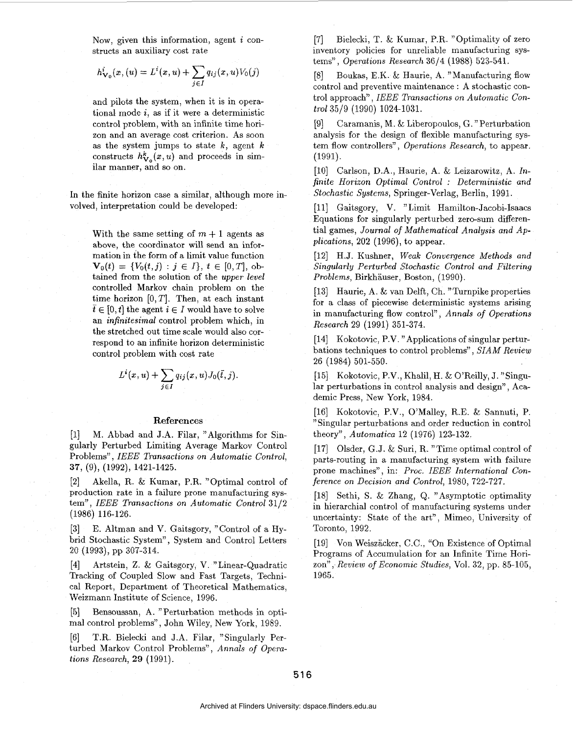Now, given this information, agent $i$ constructs an auxiliary cost rate

$$h^i_{\mathbf{V}_0}(x,(u) = L^i(x,u) + \sum_{j\in I} q_{ij}(x,u)V_0(j)$$

and pilots the system, when it is in operational mode $i$, as if it were a deterministic control problem, with an infinite time horizon and an average cost criterion. As soon as the system jumps to state $k$, agent $k$ constructs $h^k_{\mathbf{V}_0}(x,u)$ and proceeds in similar manner, and so on.

In the finite horizon case a similar, although more involved, interpretation could be developed:

With the same setting of $m+1$ agents as above, the coordinator will send an information in the form of a limit value function $\mathbf{V}_0(t) = \{V_0(t,j) : j \in I\}$, $t \in [0,T]$, obtained from the solution of the *upper level* controlled Markov chain problem on the time horizon $[0,T]$. Then, at each instant $\bar{t} \in [0,t]$ the agent $i \in I$ would have to solve an *infinitesimal* control problem which, in the stretched out time scale would also correspond to an infinite horizon deterministic control problem with cost rate

$$L^i(x,u) + \sum_{j\in I} q_{ij}(x,u)J_0(\bar{t},j).$$

## References

[1] M. Abbad and J.A. Filar, "Algorithms for Singularly Perturbed Limiting Average Markov Control Problems", *IEEE Transactions on Automatic Control*, **37**, (9), (1992), 1421-1425.

[2] Akella, R. & Kumar, P.R. "Optimal control of production rate in a failure prone manufacturing system", *IEEE Transactions on Automatic Control* 31/2 (1986) 116-126.

[3] E. Altman and V. Gaitsgory, "Control of a Hybrid Stochastic System", System and Control Letters 20 (1993), pp 307-314.

[4] Artstein, Z. & Gaitsgory, V. "Linear-Quadratic Tracking of Coupled Slow and Fast Targets, Technical Report, Department of Theoretical Mathematics, Weizmann Institute of Science, 1996.

[5] Bensoussan, A. "Perturbation methods in optimal control problems", John Wiley, New York, 1989.

[6] T.R. Bielecki and J.A. Filar, "Singularly Perturbed Markov Control Problems", *Annals of Operations Research*, **29** (1991).

[7] Bielecki, T. & Kumar, P.R. "Optimality of zero inventory policies for unreliable manufacturing systems", *Operations Research* 36/4 (1988) 523-541.

[8] Boukas, E.K. & Haurie, A. "Manufacturing flow control and preventive maintenance : A stochastic control approach", *IEEE Transactions on Automatic Control* 35/9 (1990) 1024-1031.

[9] Caramanis, M. & Liberopoulos, G. "Perturbation analysis for the design of flexible manufacturing system flow controllers", *Operations Research*, to appear. (1991).

[10] Carlson, D.A., Haurie, A. & Leizarowitz, A. *Infinite Horizon Optimal Control : Deterministic and Stochastic Systems*, Springer-Verlag, Berlin, 1991.

[11] Gaitsgory, V. "Limit Hamilton-Jacobi-Isaacs Equations for singularly perturbed zero-sum differential games, *Journal of Mathematical Analysis and Applications*, 202 (1996), to appear.

[12] H.J. Kushner, *Weak Convergence Methods and Singularly Perturbed Stochastic Control and Filtering Problems*, Birkhäuser, Boston, (1990).

[13] Haurie, A. & van Delft, Ch. "Turnpike properties for a class of piecewise deterministic systems arising in manufacturing flow control", *Annals of Operations Research* 29 (1991) 351-374.

[14] Kokotovic, P.V. "Applications of singular perturbations techniques to control problems", *SIAM Review* 26 (1984) 501-550.

[15] Kokotovic, P.V., Khalil, H. & O'Reilly, J. "Singular perturbations in control analysis and design", Academic Press, New York, 1984.

[16] Kokotovic, P.V., O'Malley, R.E. & Sannuti, P. "Singular perturbations and order reduction in control theory", *Automatica* 12 (1976) 123-132.

[17] Olsder, G.J. & Suri, R. "Time optimal control of parts-routing in a manufacturing system with failure prone machines", in: *Proc. IEEE International Conference on Decision and Control*, 1980, 722-727.

[18] Sethi, S. & Zhang, Q. "Asymptotic optimality in hierarchial control of manufacturing systems under uncertainty: State of the art", Mimeo, University of Toronto, 1992.

[19] Von Weiszäcker, C.C., "On Existence of Optimal Programs of Accumulation for an Infinite Time Horizon", *Review of Economic Studies*, Vol. 32, pp. 85-105, 1965.